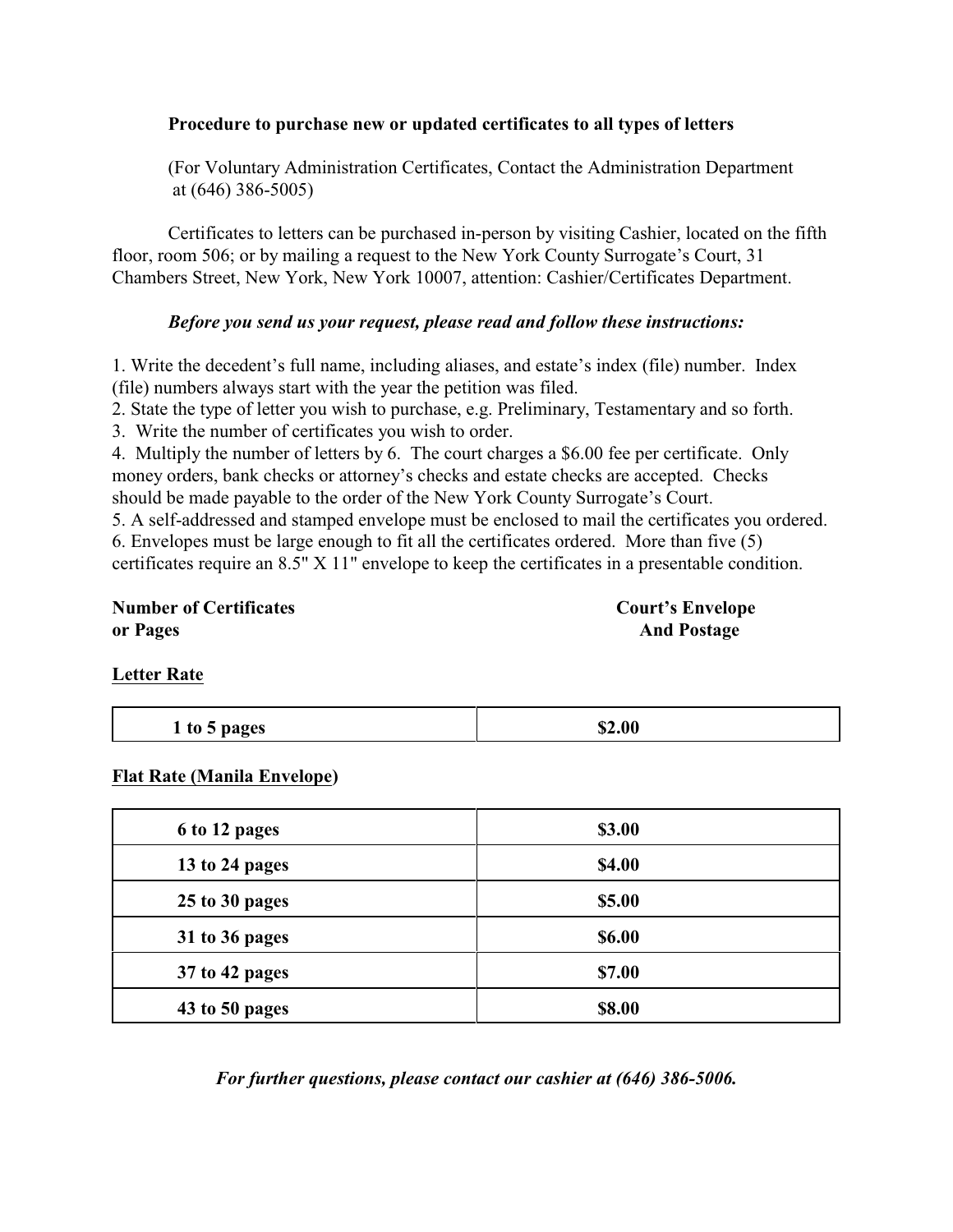**Procedure to purchase new or updated certificates to all types of letters**

(For Voluntary Administration Certificates, Contact the Administration Department at (646) 386-5005)

Certificates to letters can be purchased in-person by visiting Cashier, located on the fifth floor, room 506; or by mailing a request to the New York County Surrogate's Court, 31 Chambers Street, New York, New York 10007, attention: Cashier/Certificates Department.

***Before you send us your request, please read and follow these instructions:***

1. Write the decedent's full name, including aliases, and estate's index (file) number. Index (file) numbers always start with the year the petition was filed.
2. State the type of letter you wish to purchase, e.g. Preliminary, Testamentary and so forth.
3. Write the number of certificates you wish to order.
4. Multiply the number of letters by 6. The court charges a $6.00 fee per certificate. Only money orders, bank checks or attorney's checks and estate checks are accepted. Checks should be made payable to the order of the New York County Surrogate's Court.
5. A self-addressed and stamped envelope must be enclosed to mail the certificates you ordered.
6. Envelopes must be large enough to fit all the certificates ordered. More than five (5) certificates require an 8.5" X 11" envelope to keep the certificates in a presentable condition.

| **Number of Certificates or Pages** | **Court's Envelope And Postage** |
|---|---|
| **Letter Rate** | |
| **1 to 5 pages** | **$2.00** |
| **Flat Rate (Manila Envelope)** | |
| **6 to 12 pages** | **$3.00** |
| **13 to 24 pages** | **$4.00** |
| **25 to 30 pages** | **$5.00** |
| **31 to 36 pages** | **$6.00** |
| **37 to 42 pages** | **$7.00** |
| **43 to 50 pages** | **$8.00** |

***For further questions, please contact our cashier at (646) 386-5006.***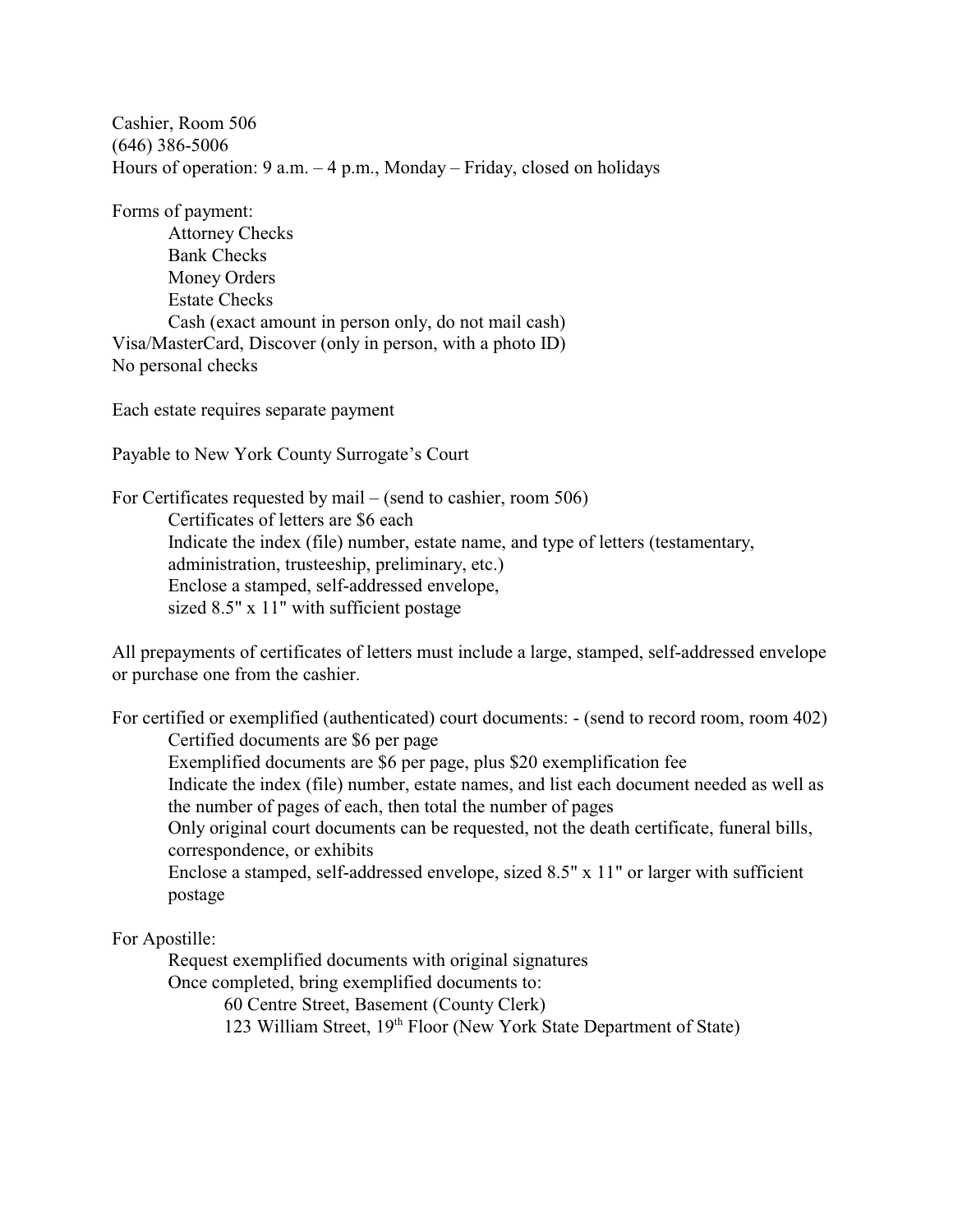Cashier, Room 506
(646) 386-5006
Hours of operation: 9 a.m. – 4 p.m., Monday – Friday, closed on holidays

Forms of payment:

- Attorney Checks
- Bank Checks
- Money Orders
- Estate Checks
- Cash (exact amount in person only, do not mail cash)

Visa/MasterCard, Discover (only in person, with a photo ID)
No personal checks

Each estate requires separate payment

Payable to New York County Surrogate's Court

For Certificates requested by mail – (send to cashier, room 506)

- Certificates of letters are $6 each
- Indicate the index (file) number, estate name, and type of letters (testamentary, administration, trusteeship, preliminary, etc.)
- Enclose a stamped, self-addressed envelope, sized 8.5" x 11" with sufficient postage

All prepayments of certificates of letters must include a large, stamped, self-addressed envelope or purchase one from the cashier.

For certified or exemplified (authenticated) court documents: - (send to record room, room 402)

- Certified documents are $6 per page
- Exemplified documents are $6 per page, plus $20 exemplification fee
- Indicate the index (file) number, estate names, and list each document needed as well as the number of pages of each, then total the number of pages
- Only original court documents can be requested, not the death certificate, funeral bills, correspondence, or exhibits
- Enclose a stamped, self-addressed envelope, sized 8.5" x 11" or larger with sufficient postage

For Apostille:

- Request exemplified documents with original signatures
- Once completed, bring exemplified documents to:
  - 60 Centre Street, Basement (County Clerk)
  - 123 William Street, 19th Floor (New York State Department of State)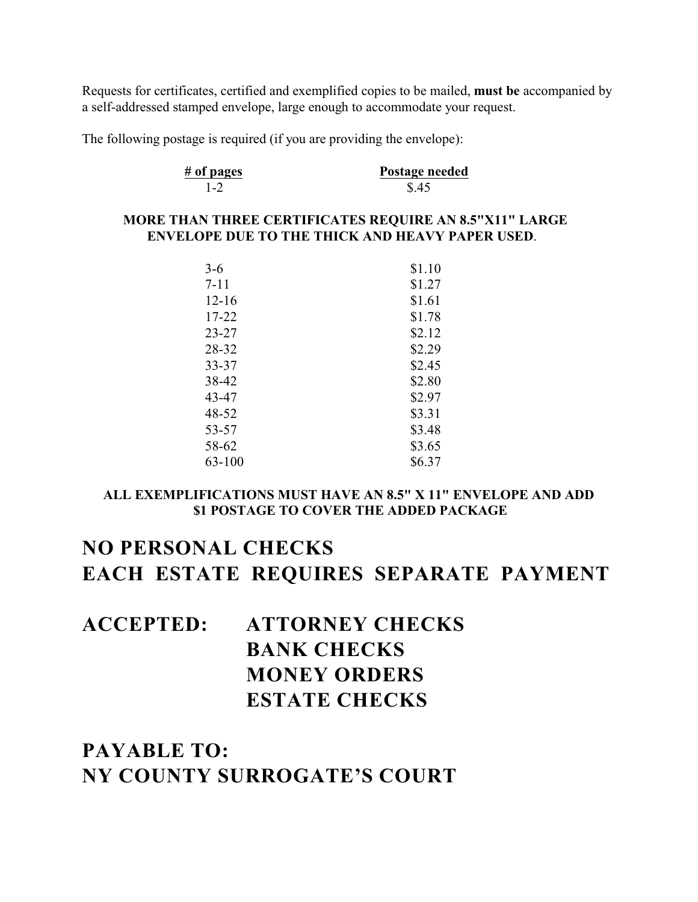Requests for certificates, certified and exemplified copies to be mailed, **must be** accompanied by a self-addressed stamped envelope, large enough to accommodate your request.

The following postage is required (if you are providing the envelope):

| # of pages | Postage needed |
|---|---|
| 1-2 | $.45 |

**MORE THAN THREE CERTIFICATES REQUIRE AN 8.5"X11" LARGE ENVELOPE DUE TO THE THICK AND HEAVY PAPER USED**.

| | |
|---|---|
| 3-6 | $1.10 |
| 7-11 | $1.27 |
| 12-16 | $1.61 |
| 17-22 | $1.78 |
| 23-27 | $2.12 |
| 28-32 | $2.29 |
| 33-37 | $2.45 |
| 38-42 | $2.80 |
| 43-47 | $2.97 |
| 48-52 | $3.31 |
| 53-57 | $3.48 |
| 58-62 | $3.65 |
| 63-100 | $6.37 |

**ALL EXEMPLIFICATIONS MUST HAVE AN 8.5" X 11" ENVELOPE AND ADD $1 POSTAGE TO COVER THE ADDED PACKAGE**

## NO PERSONAL CHECKS
## EACH ESTATE REQUIRES SEPARATE PAYMENT

## ACCEPTED:
## ATTORNEY CHECKS
## BANK CHECKS
## MONEY ORDERS
## ESTATE CHECKS

## PAYABLE TO:
## NY COUNTY SURROGATE'S COURT